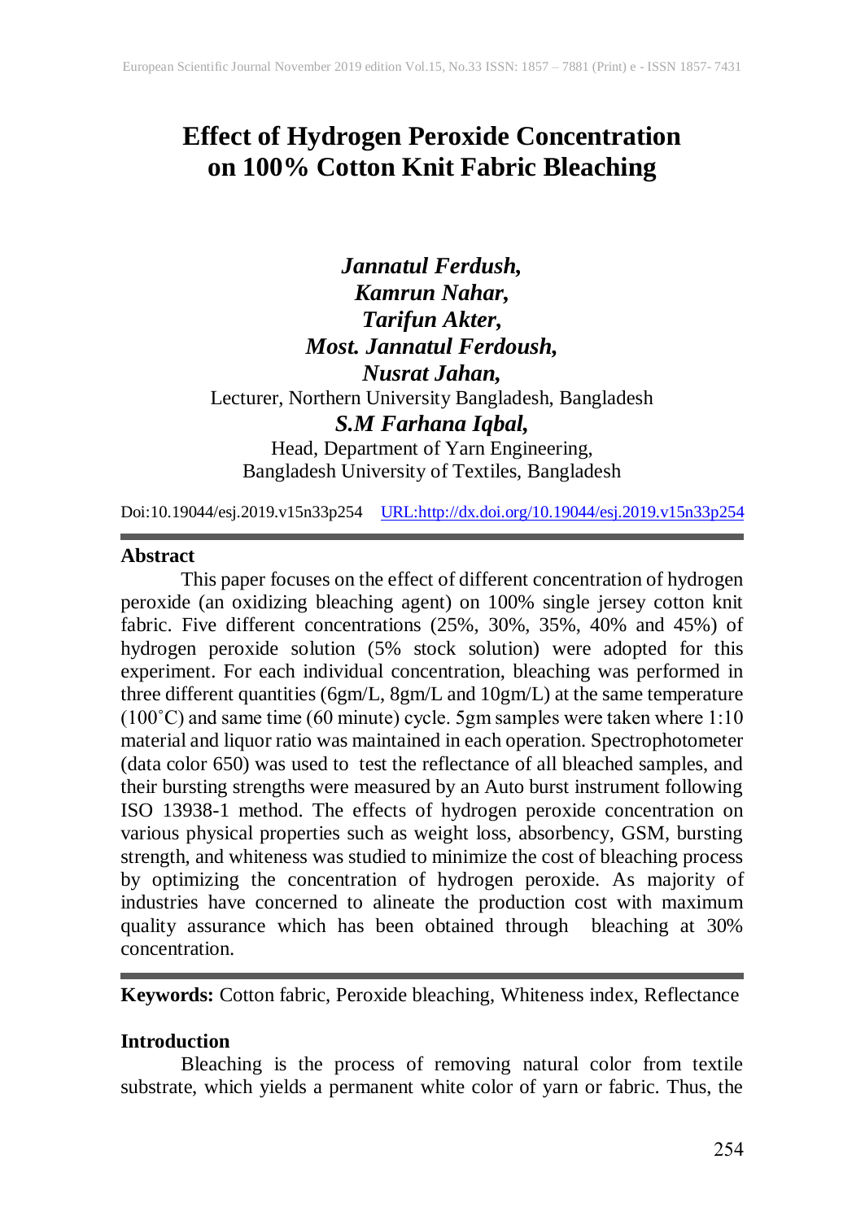# Effect of Hydrogen Peroxide Concentration on 100% Cotton Knit Fabric Bleaching

***Jannatul Ferdush,***
***Kamrun Nahar,***
***Tarifun Akter,***
***Most. Jannatul Ferdoush,***
***Nusrat Jahan,***
Lecturer, Northern University Bangladesh, Bangladesh
***S.M Farhana Iqbal,***
Head, Department of Yarn Engineering,
Bangladesh University of Textiles, Bangladesh

Doi:10.19044/esj.2019.v15n33p254 URL:http://dx.doi.org/10.19044/esj.2019.v15n33p254

---

## Abstract

This paper focuses on the effect of different concentration of hydrogen peroxide (an oxidizing bleaching agent) on 100% single jersey cotton knit fabric. Five different concentrations (25%, 30%, 35%, 40% and 45%) of hydrogen peroxide solution (5% stock solution) were adopted for this experiment. For each individual concentration, bleaching was performed in three different quantities (6gm/L, 8gm/L and 10gm/L) at the same temperature (100˚C) and same time (60 minute) cycle. 5gm samples were taken where 1:10 material and liquor ratio was maintained in each operation. Spectrophotometer (data color 650) was used to test the reflectance of all bleached samples, and their bursting strengths were measured by an Auto burst instrument following ISO 13938-1 method. The effects of hydrogen peroxide concentration on various physical properties such as weight loss, absorbency, GSM, bursting strength, and whiteness was studied to minimize the cost of bleaching process by optimizing the concentration of hydrogen peroxide. As majority of industries have concerned to alineate the production cost with maximum quality assurance which has been obtained through bleaching at 30% concentration.

---

**Keywords:** Cotton fabric, Peroxide bleaching, Whiteness index, Reflectance

## Introduction

Bleaching is the process of removing natural color from textile substrate, which yields a permanent white color of yarn or fabric. Thus, the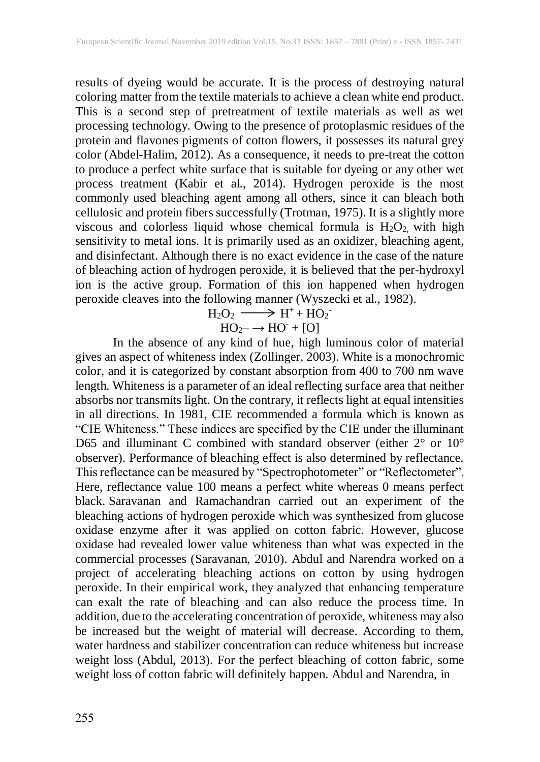results of dyeing would be accurate. It is the process of destroying natural coloring matter from the textile materials to achieve a clean white end product. This is a second step of pretreatment of textile materials as well as wet processing technology. Owing to the presence of protoplasmic residues of the protein and flavones pigments of cotton flowers, it possesses its natural grey color (Abdel-Halim, 2012). As a consequence, it needs to pre-treat the cotton to produce a perfect white surface that is suitable for dyeing or any other wet process treatment (Kabir et al., 2014). Hydrogen peroxide is the most commonly used bleaching agent among all others, since it can bleach both cellulosic and protein fibers successfully (Trotman, 1975). It is a slightly more viscous and colorless liquid whose chemical formula is $H_2O_2$, with high sensitivity to metal ions. It is primarily used as an oxidizer, bleaching agent, and disinfectant. Although there is no exact evidence in the case of the nature of bleaching action of hydrogen peroxide, it is believed that the per-hydroxyl ion is the active group. Formation of this ion happened when hydrogen peroxide cleaves into the following manner (Wyszecki et al., 1982).

$$H_2O_2 \longrightarrow H^+ + HO_2^-$$

$$HO_2^- \rightarrow HO^- + [O]$$

In the absence of any kind of hue, high luminous color of material gives an aspect of whiteness index (Zollinger, 2003). White is a monochromic color, and it is categorized by constant absorption from 400 to 700 nm wave length. Whiteness is a parameter of an ideal reflecting surface area that neither absorbs nor transmits light. On the contrary, it reflects light at equal intensities in all directions. In 1981, CIE recommended a formula which is known as "CIE Whiteness." These indices are specified by the CIE under the illuminant D65 and illuminant C combined with standard observer (either 2° or 10° observer). Performance of bleaching effect is also determined by reflectance. This reflectance can be measured by "Spectrophotometer" or "Reflectometer". Here, reflectance value 100 means a perfect white whereas 0 means perfect black. Saravanan and Ramachandran carried out an experiment of the bleaching actions of hydrogen peroxide which was synthesized from glucose oxidase enzyme after it was applied on cotton fabric. However, glucose oxidase had revealed lower value whiteness than what was expected in the commercial processes (Saravanan, 2010). Abdul and Narendra worked on a project of accelerating bleaching actions on cotton by using hydrogen peroxide. In their empirical work, they analyzed that enhancing temperature can exalt the rate of bleaching and can also reduce the process time. In addition, due to the accelerating concentration of peroxide, whiteness may also be increased but the weight of material will decrease. According to them, water hardness and stabilizer concentration can reduce whiteness but increase weight loss (Abdul, 2013). For the perfect bleaching of cotton fabric, some weight loss of cotton fabric will definitely happen. Abdul and Narendra, in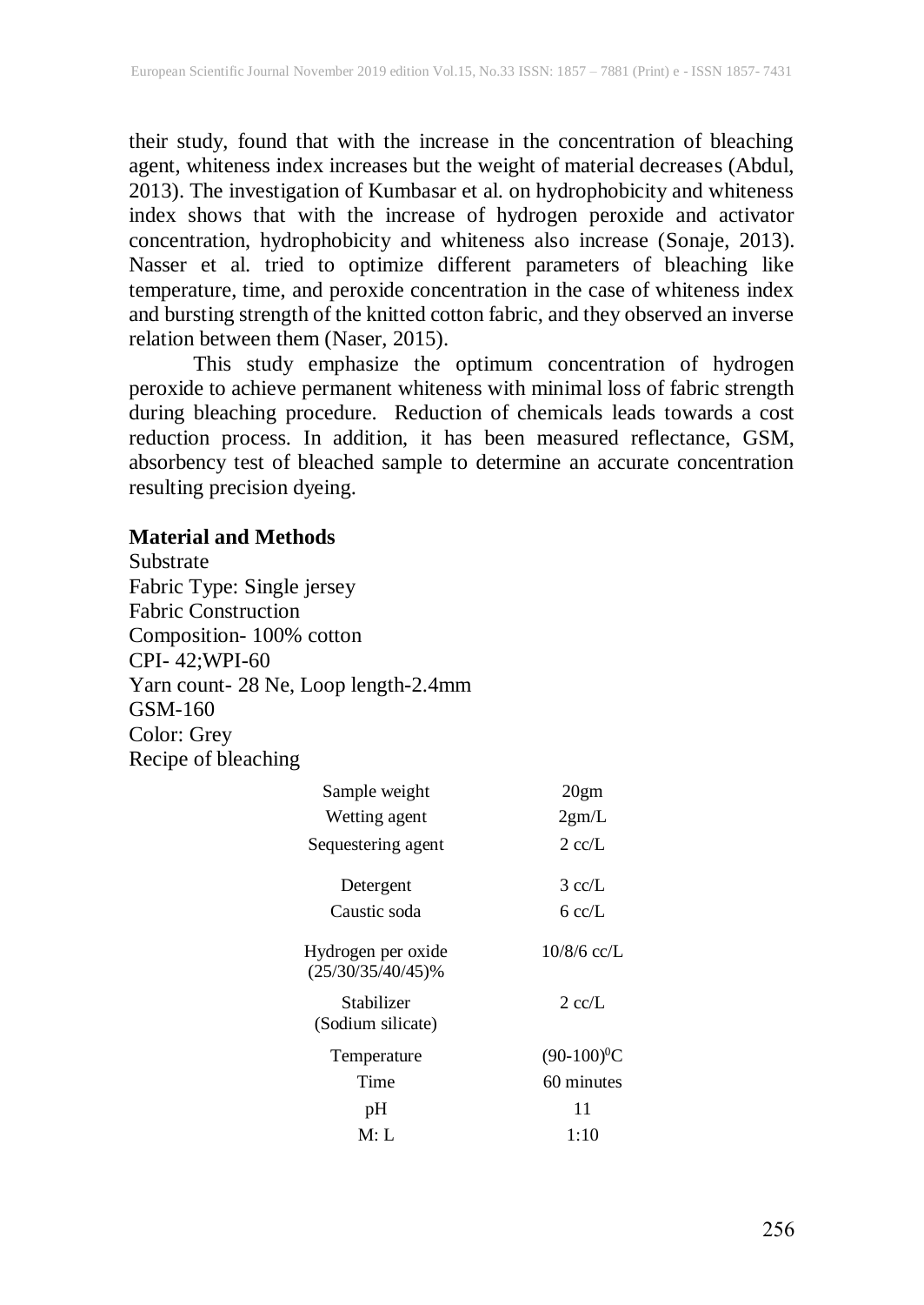their study, found that with the increase in the concentration of bleaching agent, whiteness index increases but the weight of material decreases (Abdul, 2013). The investigation of Kumbasar et al. on hydrophobicity and whiteness index shows that with the increase of hydrogen peroxide and activator concentration, hydrophobicity and whiteness also increase (Sonaje, 2013). Nasser et al. tried to optimize different parameters of bleaching like temperature, time, and peroxide concentration in the case of whiteness index and bursting strength of the knitted cotton fabric, and they observed an inverse relation between them (Naser, 2015).

This study emphasize the optimum concentration of hydrogen peroxide to achieve permanent whiteness with minimal loss of fabric strength during bleaching procedure. Reduction of chemicals leads towards a cost reduction process. In addition, it has been measured reflectance, GSM, absorbency test of bleached sample to determine an accurate concentration resulting precision dyeing.

## Material and Methods

Substrate
Fabric Type: Single jersey
Fabric Construction
Composition- 100% cotton
CPI- 42;WPI-60
Yarn count- 28 Ne, Loop length-2.4mm
GSM-160
Color: Grey
Recipe of bleaching

| | |
|---|---|
| Sample weight | 20gm |
| Wetting agent | 2gm/L |
| Sequestering agent | 2 cc/L |
| Detergent | 3 cc/L |
| Caustic soda | 6 cc/L |
| Hydrogen per oxide (25/30/35/40/45)% | 10/8/6 cc/L |
| Stabilizer (Sodium silicate) | 2 cc/L |
| Temperature | $(90\text{-}100)^0$C |
| Time | 60 minutes |
| pH | 11 |
| M: L | 1:10 |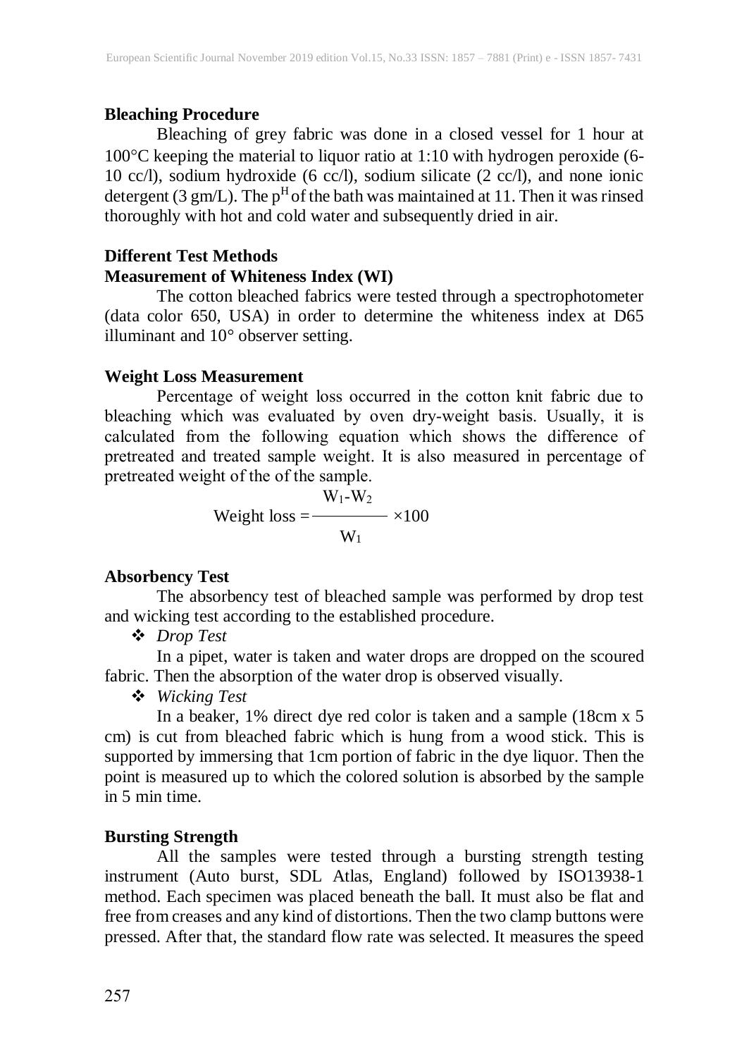**Bleaching Procedure**

Bleaching of grey fabric was done in a closed vessel for 1 hour at 100°C keeping the material to liquor ratio at 1:10 with hydrogen peroxide (6-10 cc/l), sodium hydroxide (6 cc/l), sodium silicate (2 cc/l), and none ionic detergent (3 gm/L). The $p^H$ of the bath was maintained at 11. Then it was rinsed thoroughly with hot and cold water and subsequently dried in air.

**Different Test Methods**

**Measurement of Whiteness Index (WI)**

The cotton bleached fabrics were tested through a spectrophotometer (data color 650, USA) in order to determine the whiteness index at D65 illuminant and 10° observer setting.

**Weight Loss Measurement**

Percentage of weight loss occurred in the cotton knit fabric due to bleaching which was evaluated by oven dry-weight basis. Usually, it is calculated from the following equation which shows the difference of pretreated and treated sample weight. It is also measured in percentage of pretreated weight of the of the sample.

$$\text{Weight loss} = \frac{W_1 - W_2}{W_1} \times 100$$

**Absorbency Test**

The absorbency test of bleached sample was performed by drop test and wicking test according to the established procedure.

- *Drop Test*

In a pipet, water is taken and water drops are dropped on the scoured fabric. Then the absorption of the water drop is observed visually.

- *Wicking Test*

In a beaker, 1% direct dye red color is taken and a sample (18cm x 5 cm) is cut from bleached fabric which is hung from a wood stick. This is supported by immersing that 1cm portion of fabric in the dye liquor. Then the point is measured up to which the colored solution is absorbed by the sample in 5 min time.

**Bursting Strength**

All the samples were tested through a bursting strength testing instrument (Auto burst, SDL Atlas, England) followed by ISO13938-1 method. Each specimen was placed beneath the ball. It must also be flat and free from creases and any kind of distortions. Then the two clamp buttons were pressed. After that, the standard flow rate was selected. It measures the speed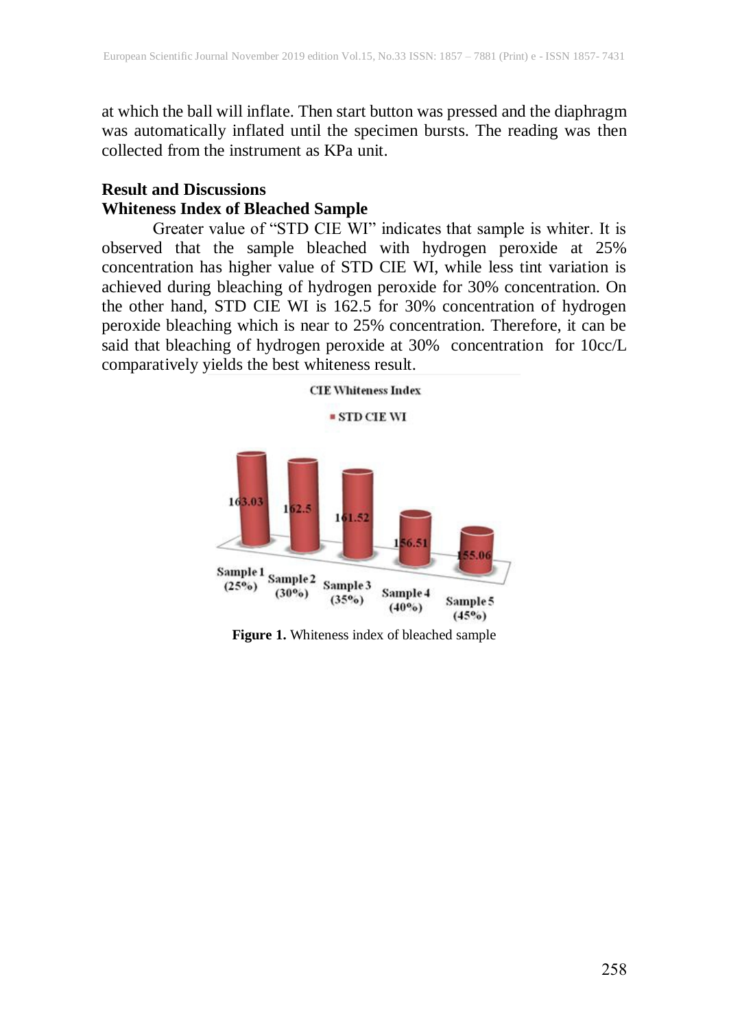at which the ball will inflate. Then start button was pressed and the diaphragm was automatically inflated until the specimen bursts. The reading was then collected from the instrument as KPa unit.

## Result and Discussions

### Whiteness Index of Bleached Sample

Greater value of "STD CIE WI" indicates that sample is whiter. It is observed that the sample bleached with hydrogen peroxide at 25% concentration has higher value of STD CIE WI, while less tint variation is achieved during bleaching of hydrogen peroxide for 30% concentration. On the other hand, STD CIE WI is 162.5 for 30% concentration of hydrogen peroxide bleaching which is near to 25% concentration. Therefore, it can be said that bleaching of hydrogen peroxide at 30% concentration for 10cc/L comparatively yields the best whiteness result.

CIE Whiteness Index

| | STD CIE WI |
|---|---|
| Sample 1 (25%) | 163.03 |
| Sample 2 (30%) | 162.5 |
| Sample 3 (35%) | 161.52 |
| Sample 4 (40%) | 156.51 |
| Sample 5 (45%) | 155.06 |

**Figure 1.** Whiteness index of bleached sample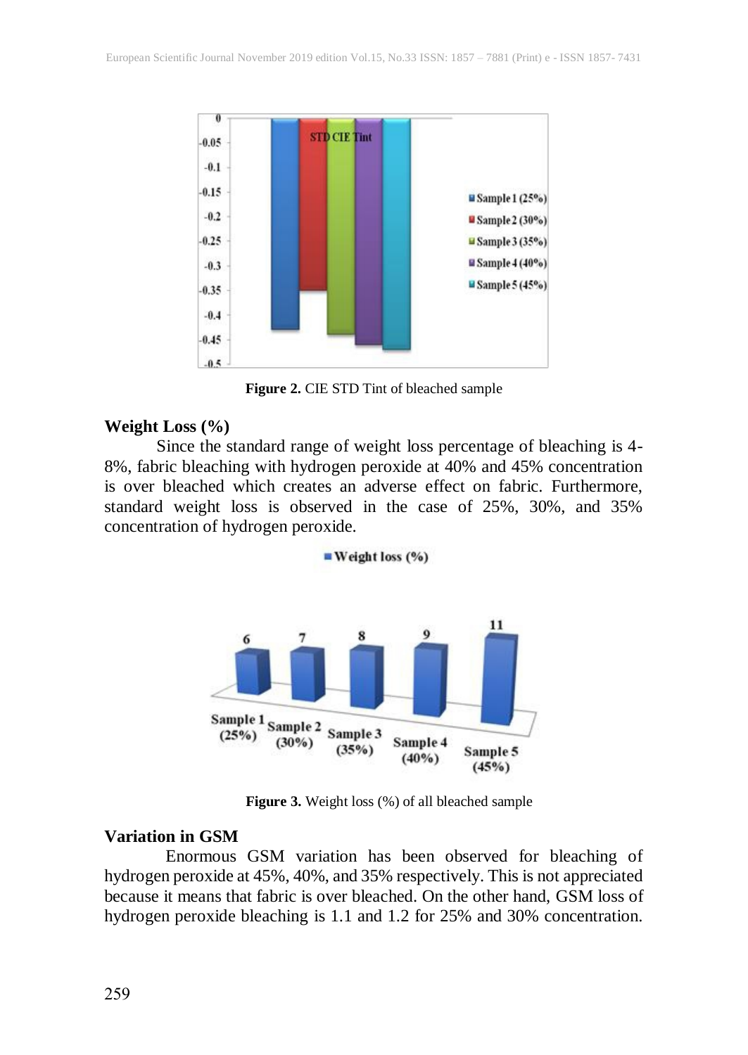**Figure 2.** CIE STD Tint of bleached sample

**Weight Loss (%)**

Since the standard range of weight loss percentage of bleaching is 4-8%, fabric bleaching with hydrogen peroxide at 40% and 45% concentration is over bleached which creates an adverse effect on fabric. Furthermore, standard weight loss is observed in the case of 25%, 30%, and 35% concentration of hydrogen peroxide.

**Figure 3.** Weight loss (%) of all bleached sample

**Variation in GSM**

Enormous GSM variation has been observed for bleaching of hydrogen peroxide at 45%, 40%, and 35% respectively. This is not appreciated because it means that fabric is over bleached. On the other hand, GSM loss of hydrogen peroxide bleaching is 1.1 and 1.2 for 25% and 30% concentration.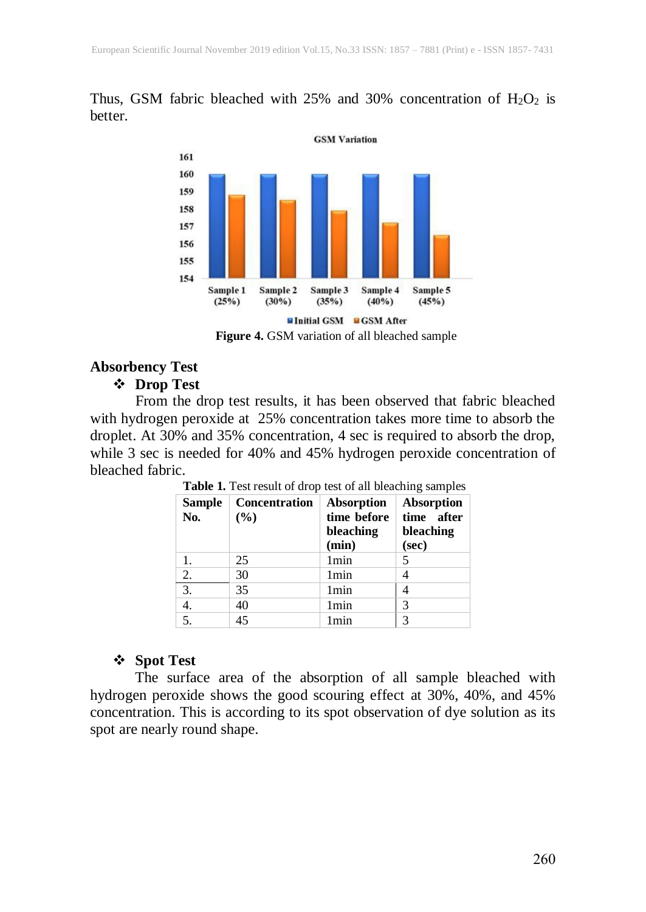Thus, GSM fabric bleached with 25% and 30% concentration of $H_2O_2$ is better.

**Figure 4.** GSM variation of all bleached sample

## Absorbency Test

### ❖ Drop Test

From the drop test results, it has been observed that fabric bleached with hydrogen peroxide at 25% concentration takes more time to absorb the droplet. At 30% and 35% concentration, 4 sec is required to absorb the drop, while 3 sec is needed for 40% and 45% hydrogen peroxide concentration of bleached fabric.

**Table 1.** Test result of drop test of all bleaching samples

| Sample No. | Concentration (%) | Absorption time before bleaching (min) | Absorption time after bleaching (sec) |
|---|---|---|---|
| 1. | 25 | 1min | 5 |
| 2. | 30 | 1min | 4 |
| 3. | 35 | 1min | 4 |
| 4. | 40 | 1min | 3 |
| 5. | 45 | 1min | 3 |

### ❖ Spot Test

The surface area of the absorption of all sample bleached with hydrogen peroxide shows the good scouring effect at 30%, 40%, and 45% concentration. This is according to its spot observation of dye solution as its spot are nearly round shape.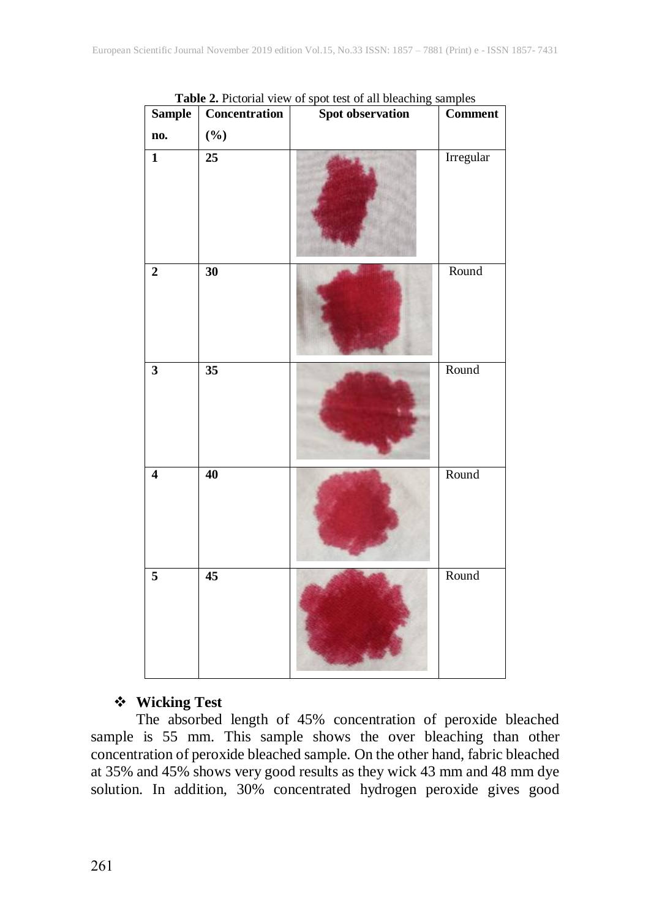**Table 2.** Pictorial view of spot test of all bleaching samples

| Sample no. | Concentration (%) | Spot observation | Comment |
|---|---|---|---|
| 1 | 25 | | Irregular |
| 2 | 30 | | Round |
| 3 | 35 | | Round |
| 4 | 40 | | Round |
| 5 | 45 | | Round |

## ❖ Wicking Test

The absorbed length of 45% concentration of peroxide bleached sample is 55 mm. This sample shows the over bleaching than other concentration of peroxide bleached sample. On the other hand, fabric bleached at 35% and 45% shows very good results as they wick 43 mm and 48 mm dye solution. In addition, 30% concentrated hydrogen peroxide gives good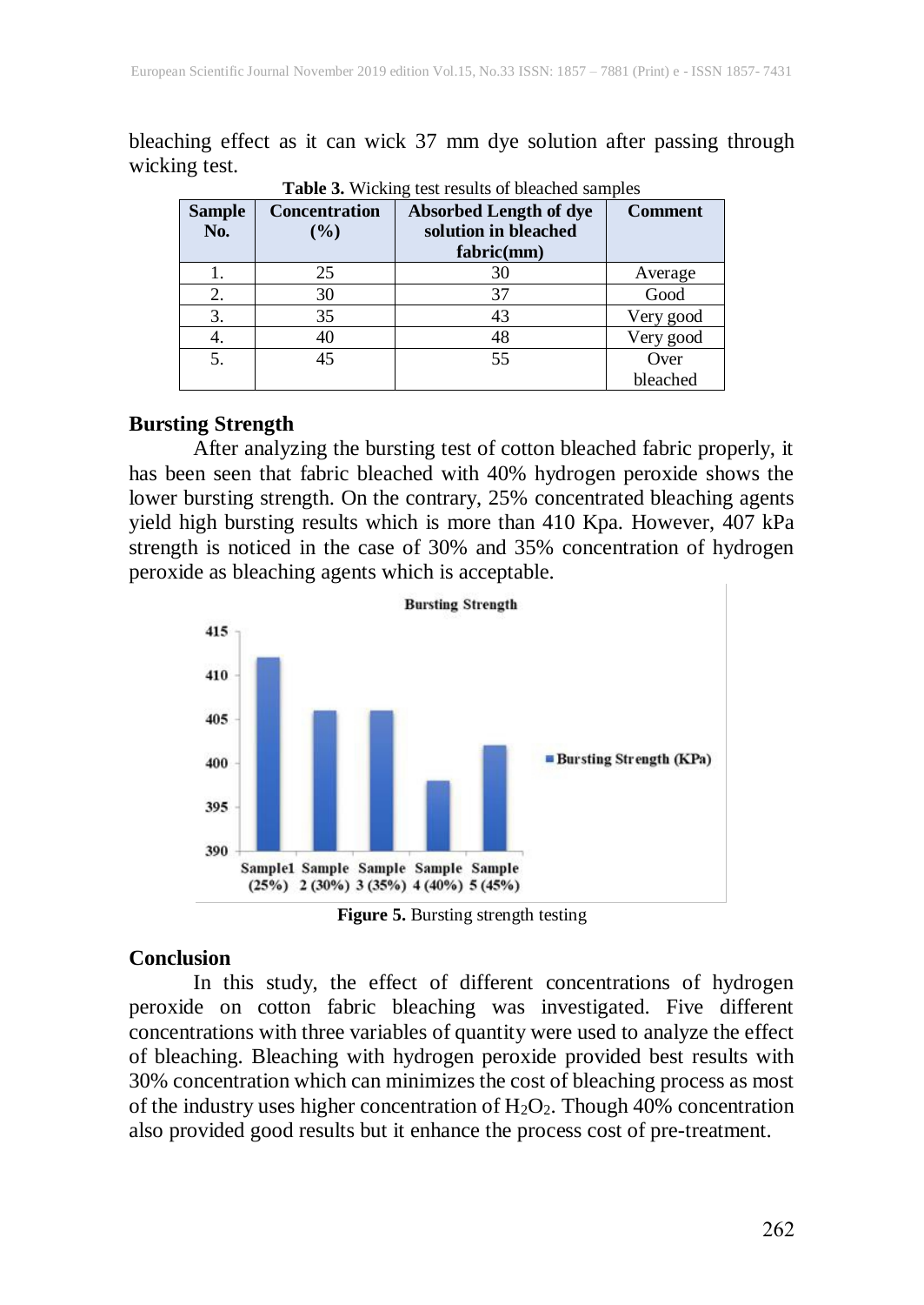bleaching effect as it can wick 37 mm dye solution after passing through wicking test.

**Table 3.** Wicking test results of bleached samples

| Sample No. | Concentration (%) | Absorbed Length of dye solution in bleached fabric(mm) | Comment |
|---|---|---|---|
| 1. | 25 | 30 | Average |
| 2. | 30 | 37 | Good |
| 3. | 35 | 43 | Very good |
| 4. | 40 | 48 | Very good |
| 5. | 45 | 55 | Over bleached |

### Bursting Strength

After analyzing the bursting test of cotton bleached fabric properly, it has been seen that fabric bleached with 40% hydrogen peroxide shows the lower bursting strength. On the contrary, 25% concentrated bleaching agents yield high bursting results which is more than 410 Kpa. However, 407 kPa strength is noticed in the case of 30% and 35% concentration of hydrogen peroxide as bleaching agents which is acceptable.

**Figure 5.** Bursting strength testing

### Conclusion

In this study, the effect of different concentrations of hydrogen peroxide on cotton fabric bleaching was investigated. Five different concentrations with three variables of quantity were used to analyze the effect of bleaching. Bleaching with hydrogen peroxide provided best results with 30% concentration which can minimizes the cost of bleaching process as most of the industry uses higher concentration of $H_2O_2$. Though 40% concentration also provided good results but it enhance the process cost of pre-treatment.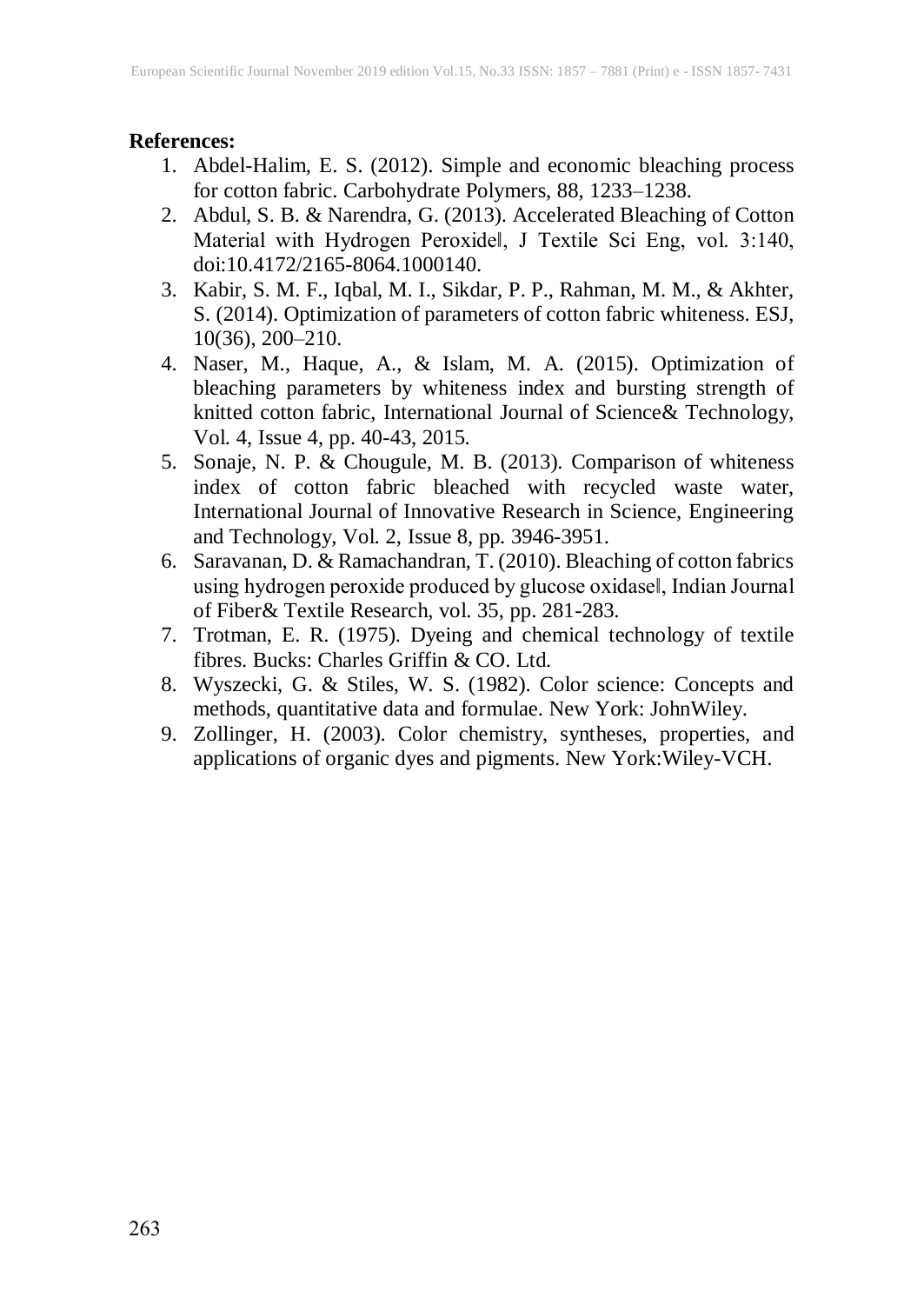**References:**

1. Abdel-Halim, E. S. (2012). Simple and economic bleaching process for cotton fabric. Carbohydrate Polymers, 88, 1233–1238.
2. Abdul, S. B. & Narendra, G. (2013). Accelerated Bleaching of Cotton Material with Hydrogen Peroxide‖, J Textile Sci Eng, vol. 3:140, doi:10.4172/2165-8064.1000140.
3. Kabir, S. M. F., Iqbal, M. I., Sikdar, P. P., Rahman, M. M., & Akhter, S. (2014). Optimization of parameters of cotton fabric whiteness. ESJ, 10(36), 200–210.
4. Naser, M., Haque, A., & Islam, M. A. (2015). Optimization of bleaching parameters by whiteness index and bursting strength of knitted cotton fabric, International Journal of Science& Technology, Vol. 4, Issue 4, pp. 40-43, 2015.
5. Sonaje, N. P. & Chougule, M. B. (2013). Comparison of whiteness index of cotton fabric bleached with recycled waste water, International Journal of Innovative Research in Science, Engineering and Technology, Vol. 2, Issue 8, pp. 3946-3951.
6. Saravanan, D. & Ramachandran, T. (2010). Bleaching of cotton fabrics using hydrogen peroxide produced by glucose oxidase‖, Indian Journal of Fiber& Textile Research, vol. 35, pp. 281-283.
7. Trotman, E. R. (1975). Dyeing and chemical technology of textile fibres. Bucks: Charles Griffin & CO. Ltd.
8. Wyszecki, G. & Stiles, W. S. (1982). Color science: Concepts and methods, quantitative data and formulae. New York: JohnWiley.
9. Zollinger, H. (2003). Color chemistry, syntheses, properties, and applications of organic dyes and pigments. New York:Wiley-VCH.